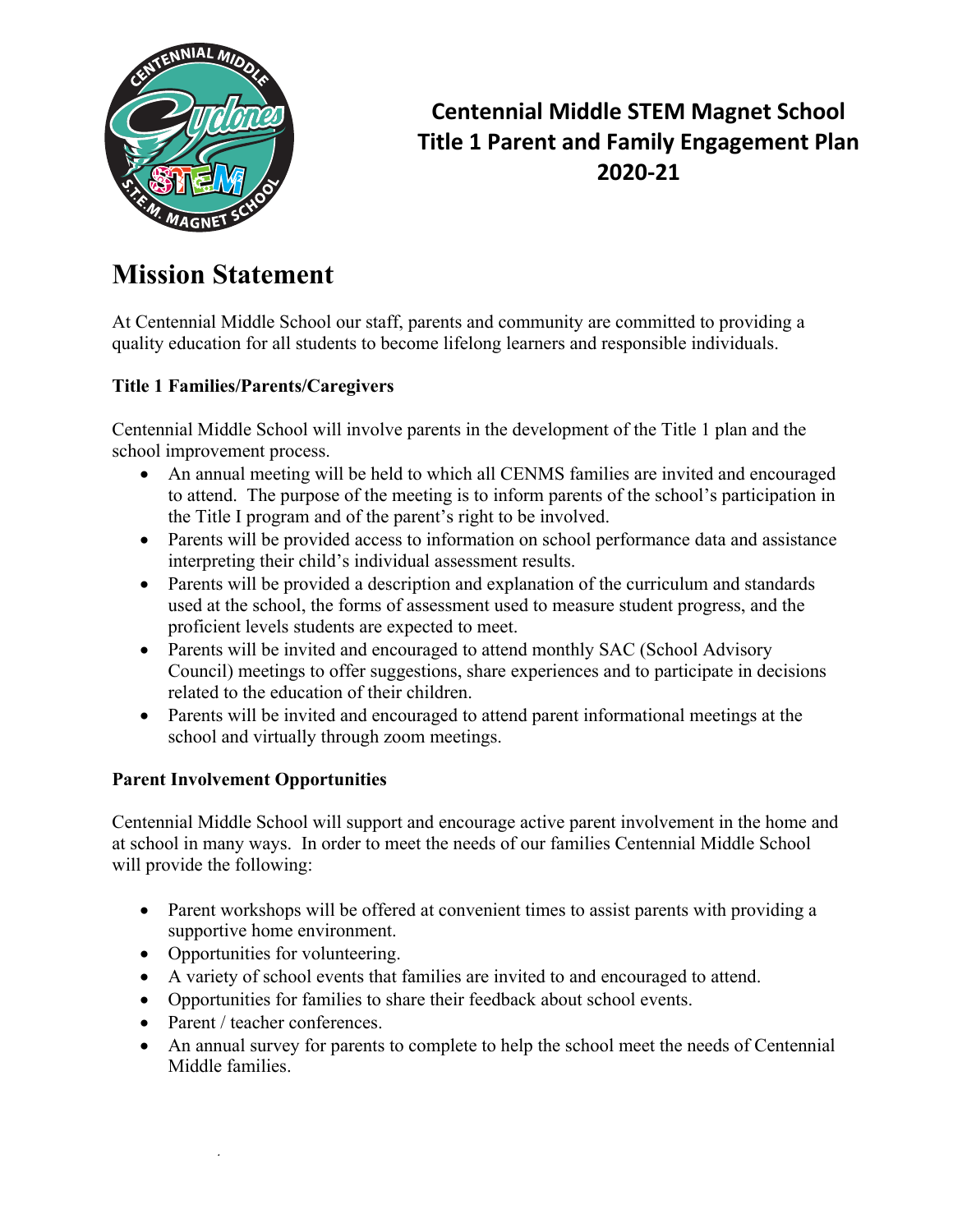# Centennial Middle STEM Magnet School
# Title 1 Parent and Family Engagement Plan
# 2020-21

## Mission Statement

At Centennial Middle School our staff, parents and community are committed to providing a quality education for all students to become lifelong learners and responsible individuals.

**Title 1 Families/Parents/Caregivers**

Centennial Middle School will involve parents in the development of the Title 1 plan and the school improvement process.

- An annual meeting will be held to which all CENMS families are invited and encouraged to attend. The purpose of the meeting is to inform parents of the school's participation in the Title I program and of the parent's right to be involved.
- Parents will be provided access to information on school performance data and assistance interpreting their child's individual assessment results.
- Parents will be provided a description and explanation of the curriculum and standards used at the school, the forms of assessment used to measure student progress, and the proficient levels students are expected to meet.
- Parents will be invited and encouraged to attend monthly SAC (School Advisory Council) meetings to offer suggestions, share experiences and to participate in decisions related to the education of their children.
- Parents will be invited and encouraged to attend parent informational meetings at the school and virtually through zoom meetings.

**Parent Involvement Opportunities**

Centennial Middle School will support and encourage active parent involvement in the home and at school in many ways. In order to meet the needs of our families Centennial Middle School will provide the following:

- Parent workshops will be offered at convenient times to assist parents with providing a supportive home environment.
- Opportunities for volunteering.
- A variety of school events that families are invited to and encouraged to attend.
- Opportunities for families to share their feedback about school events.
- Parent / teacher conferences.
- An annual survey for parents to complete to help the school meet the needs of Centennial Middle families.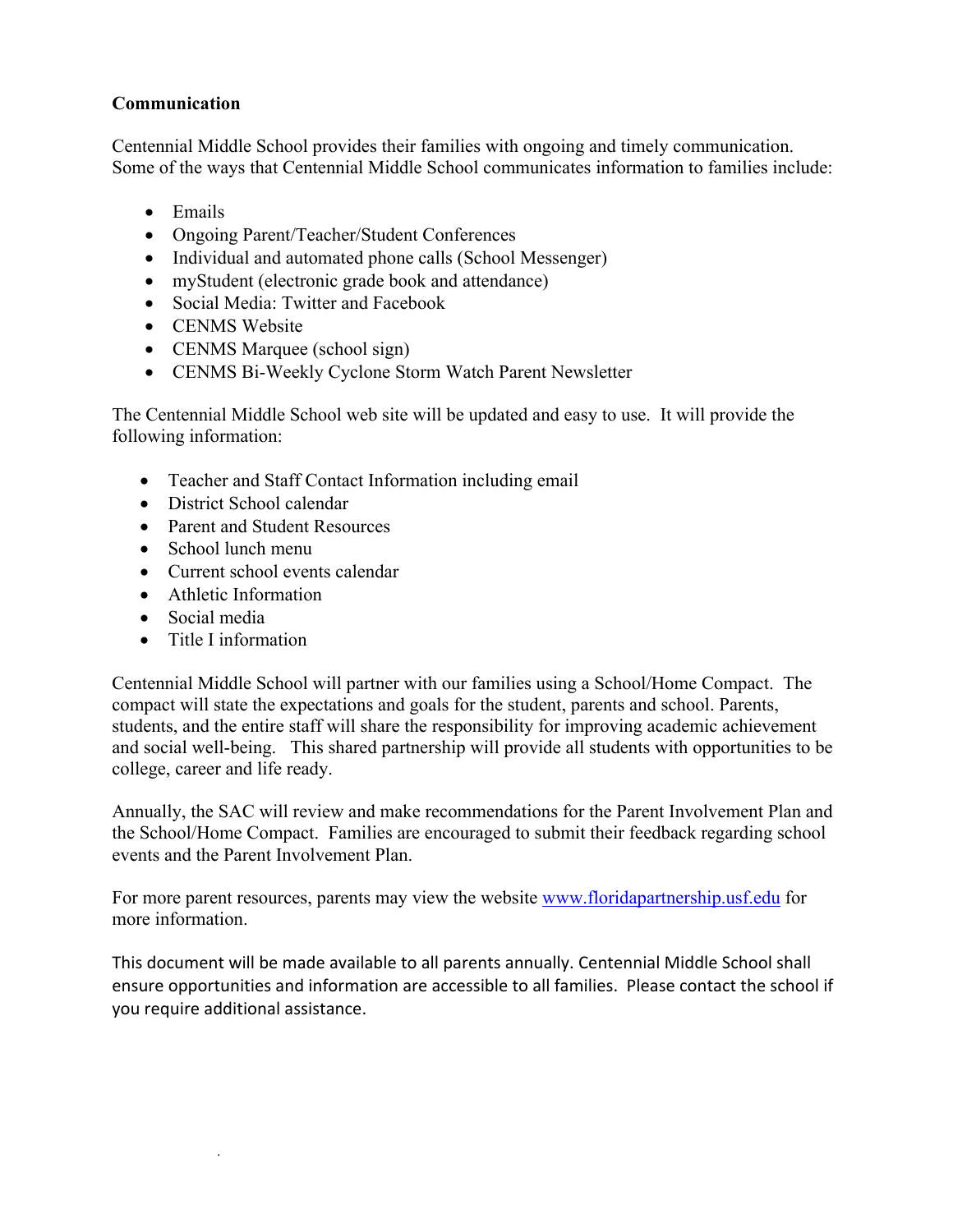**Communication**

Centennial Middle School provides their families with ongoing and timely communication. Some of the ways that Centennial Middle School communicates information to families include:

- Emails
- Ongoing Parent/Teacher/Student Conferences
- Individual and automated phone calls (School Messenger)
- myStudent (electronic grade book and attendance)
- Social Media: Twitter and Facebook
- CENMS Website
- CENMS Marquee (school sign)
- CENMS Bi-Weekly Cyclone Storm Watch Parent Newsletter

The Centennial Middle School web site will be updated and easy to use. It will provide the following information:

- Teacher and Staff Contact Information including email
- District School calendar
- Parent and Student Resources
- School lunch menu
- Current school events calendar
- Athletic Information
- Social media
- Title I information

Centennial Middle School will partner with our families using a School/Home Compact. The compact will state the expectations and goals for the student, parents and school. Parents, students, and the entire staff will share the responsibility for improving academic achievement and social well-being. This shared partnership will provide all students with opportunities to be college, career and life ready.

Annually, the SAC will review and make recommendations for the Parent Involvement Plan and the School/Home Compact. Families are encouraged to submit their feedback regarding school events and the Parent Involvement Plan.

For more parent resources, parents may view the website [www.floridapartnership.usf.edu](http://www.floridapartnership.usf.edu) for more information.

This document will be made available to all parents annually. Centennial Middle School shall ensure opportunities and information are accessible to all families. Please contact the school if you require additional assistance.